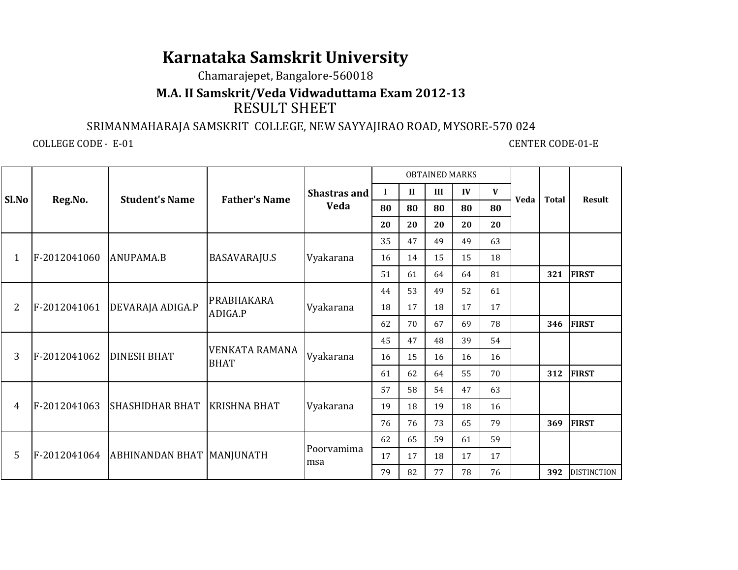# Karnataka Samskrit University

Chamarajepet, Bangalore-560018

## M.A. II Samskrit/Veda Vidwaduttama Exam 2012-13

RESULT SHEET

SRIMANMAHARAJA SAMSKRIT COLLEGE, NEW SAYYAJIRAO ROAD, MYSORE-570 024

COLLEGE CODE - E-01 CENTER CODE-01-E

| Sl.No | Reg.No. | Student's Name | Father's Name | Shastras and Veda | OBTAINED MARKS | | | | | Veda | Total | Result |
|---|---|---|---|---|---|---|---|---|---|---|---|---|
| | | | | | I | II | III | IV | V | | | |
| | | | | | 80 | 80 | 80 | 80 | 80 | | | |
| | | | | | 20 | 20 | 20 | 20 | 20 | | | |
| 1 | F-2012041060 | ANUPAMA.B | BASAVARAJU.S | Vyakarana | 35 | 47 | 49 | 49 | 63 | | | |
| | | | | | 16 | 14 | 15 | 15 | 18 | | | |
| | | | | | 51 | 61 | 64 | 64 | 81 | | 321 | FIRST |
| 2 | F-2012041061 | DEVARAJA ADIGA.P | PRABHAKARA ADIGA.P | Vyakarana | 44 | 53 | 49 | 52 | 61 | | | |
| | | | | | 18 | 17 | 18 | 17 | 17 | | | |
| | | | | | 62 | 70 | 67 | 69 | 78 | | 346 | FIRST |
| 3 | F-2012041062 | DINESH BHAT | VENKATA RAMANA BHAT | Vyakarana | 45 | 47 | 48 | 39 | 54 | | | |
| | | | | | 16 | 15 | 16 | 16 | 16 | | | |
| | | | | | 61 | 62 | 64 | 55 | 70 | | 312 | FIRST |
| 4 | F-2012041063 | SHASHIDHAR BHAT | KRISHNA BHAT | Vyakarana | 57 | 58 | 54 | 47 | 63 | | | |
| | | | | | 19 | 18 | 19 | 18 | 16 | | | |
| | | | | | 76 | 76 | 73 | 65 | 79 | | 369 | FIRST |
| 5 | F-2012041064 | ABHINANDAN BHAT | MANJUNATH | Poorvamimamsa | 62 | 65 | 59 | 61 | 59 | | | |
| | | | | | 17 | 17 | 18 | 17 | 17 | | | |
| | | | | | 79 | 82 | 77 | 78 | 76 | | 392 | DISTINCTION |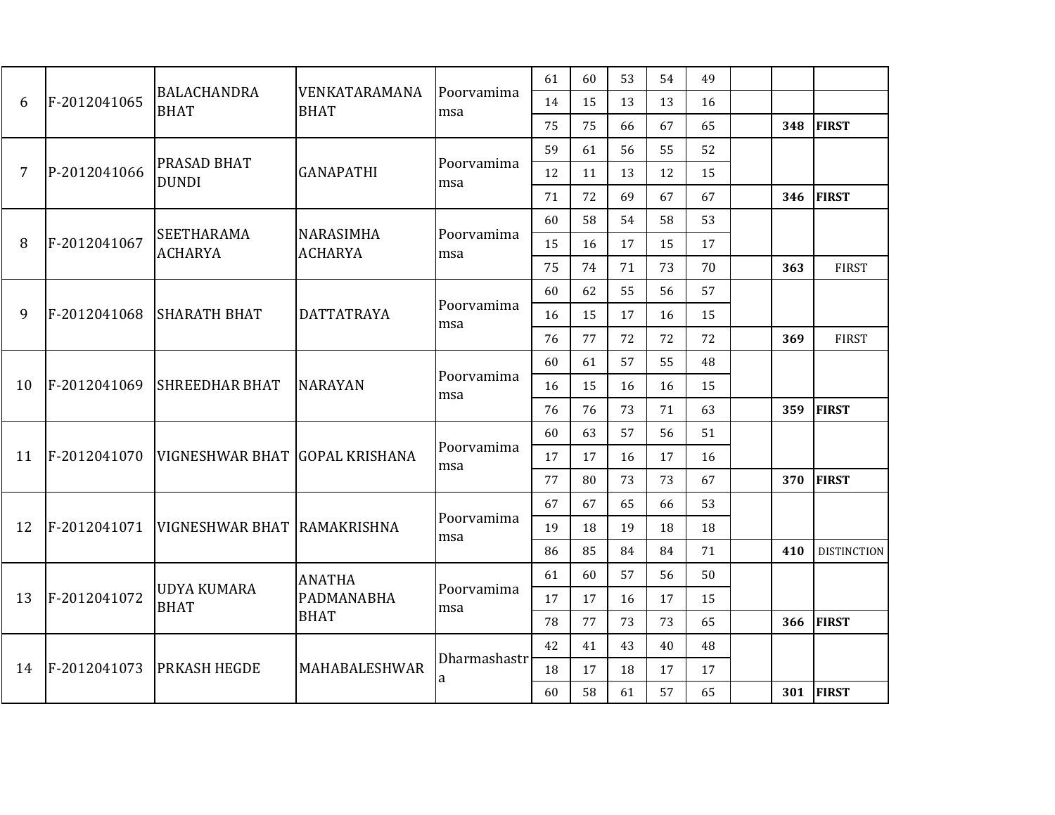| | | | | | | | | | | | | |
|---|---|---|---|---|---|---|---|---|---|---|---|---|
| 6 | F-2012041065 | BALACHANDRA BHAT | VENKATARAMANA BHAT | Poorvamimamsa | 61 | 60 | 53 | 54 | 49 | | | |
| | | | | | 14 | 15 | 13 | 13 | 16 | | | |
| | | | | | 75 | 75 | 66 | 67 | 65 | | **348** | **FIRST** |
| 7 | P-2012041066 | PRASAD BHAT DUNDI | GANAPATHI | Poorvamimamsa | 59 | 61 | 56 | 55 | 52 | | | |
| | | | | | 12 | 11 | 13 | 12 | 15 | | | |
| | | | | | 71 | 72 | 69 | 67 | 67 | | **346** | **FIRST** |
| 8 | F-2012041067 | SEETHARAMA ACHARYA | NARASIMHA ACHARYA | Poorvamimamsa | 60 | 58 | 54 | 58 | 53 | | | |
| | | | | | 15 | 16 | 17 | 15 | 17 | | | |
| | | | | | 75 | 74 | 71 | 73 | 70 | | **363** | FIRST |
| 9 | F-2012041068 | SHARATH BHAT | DATTATRAYA | Poorvamimamsa | 60 | 62 | 55 | 56 | 57 | | | |
| | | | | | 16 | 15 | 17 | 16 | 15 | | | |
| | | | | | 76 | 77 | 72 | 72 | 72 | | **369** | FIRST |
| 10 | F-2012041069 | SHREEDHAR BHAT | NARAYAN | Poorvamimamsa | 60 | 61 | 57 | 55 | 48 | | | |
| | | | | | 16 | 15 | 16 | 16 | 15 | | | |
| | | | | | 76 | 76 | 73 | 71 | 63 | | **359** | **FIRST** |
| 11 | F-2012041070 | VIGNESHWAR BHAT | GOPAL KRISHANA | Poorvamimamsa | 60 | 63 | 57 | 56 | 51 | | | |
| | | | | | 17 | 17 | 16 | 17 | 16 | | | |
| | | | | | 77 | 80 | 73 | 73 | 67 | | **370** | **FIRST** |
| 12 | F-2012041071 | VIGNESHWAR BHAT | RAMAKRISHNA | Poorvamimamsa | 67 | 67 | 65 | 66 | 53 | | | |
| | | | | | 19 | 18 | 19 | 18 | 18 | | | |
| | | | | | 86 | 85 | 84 | 84 | 71 | | **410** | DISTINCTION |
| 13 | F-2012041072 | UDYA KUMARA BHAT | ANATHA PADMANABHA BHAT | Poorvamimamsa | 61 | 60 | 57 | 56 | 50 | | | |
| | | | | | 17 | 17 | 16 | 17 | 15 | | | |
| | | | | | 78 | 77 | 73 | 73 | 65 | | **366** | **FIRST** |
| 14 | F-2012041073 | PRKASH HEGDE | MAHABALESHWAR | Dharmashastra | 42 | 41 | 43 | 40 | 48 | | | |
| | | | | | 18 | 17 | 18 | 17 | 17 | | | |
| | | | | | 60 | 58 | 61 | 57 | 65 | | **301** | **FIRST** |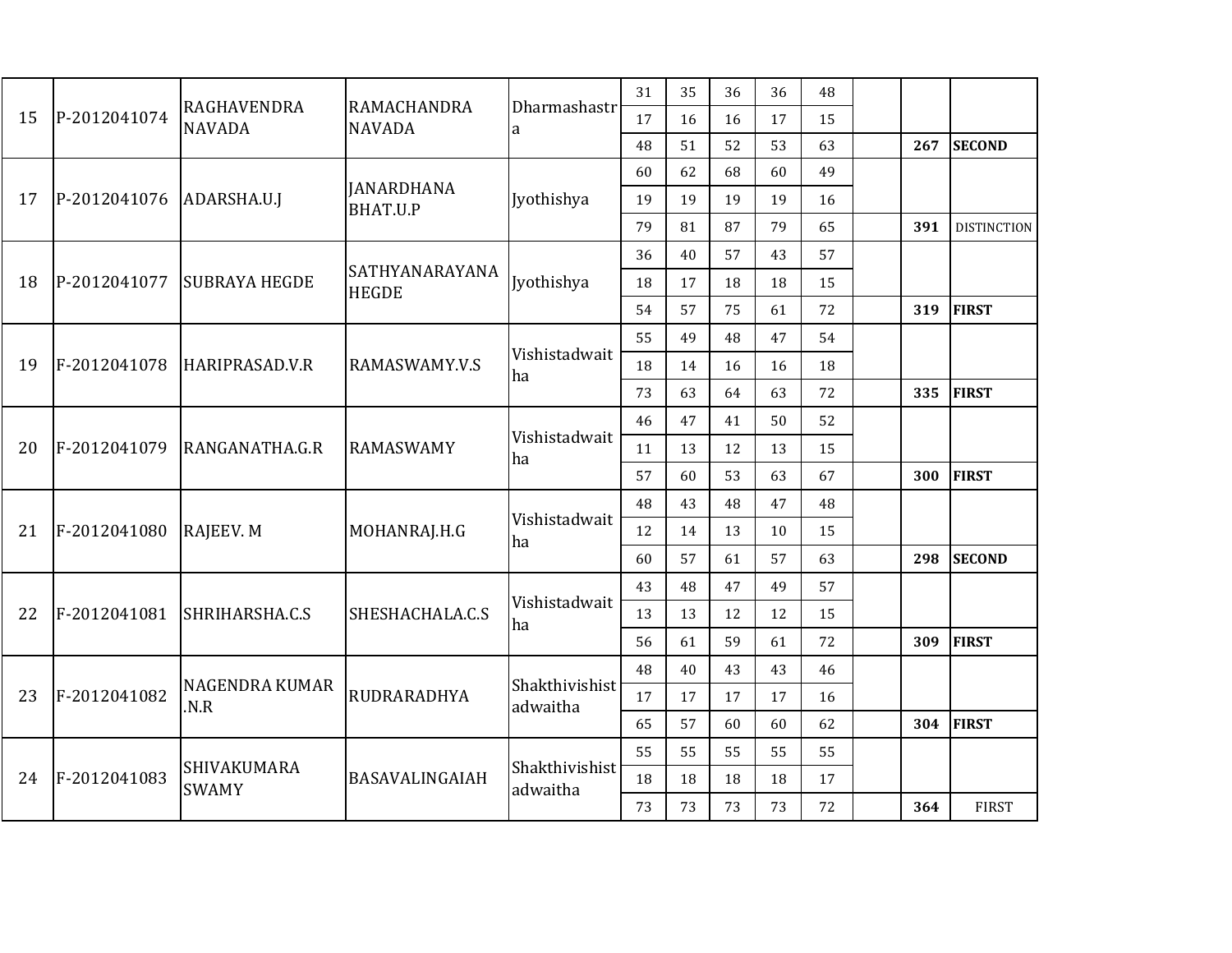| | | | | | | | | | | | | |
|---|---|---|---|---|---|---|---|---|---|---|---|---|
| 15 | P-2012041074 | RAGHAVENDRA NAVADA | RAMACHANDRA NAVADA | Dharmashastra | 31 | 35 | 36 | 36 | 48 | | | |
| | | | | | 17 | 16 | 16 | 17 | 15 | | | |
| | | | | | 48 | 51 | 52 | 53 | 63 | | **267** | **SECOND** |
| 17 | P-2012041076 | ADARSHA.U.J | JANARDHANA BHAT.U.P | Jyothishya | 60 | 62 | 68 | 60 | 49 | | | |
| | | | | | 19 | 19 | 19 | 19 | 16 | | | |
| | | | | | 79 | 81 | 87 | 79 | 65 | | **391** | DISTINCTION |
| 18 | P-2012041077 | SUBRAYA HEGDE | SATHYANARAYANA HEGDE | Jyothishya | 36 | 40 | 57 | 43 | 57 | | | |
| | | | | | 18 | 17 | 18 | 18 | 15 | | | |
| | | | | | 54 | 57 | 75 | 61 | 72 | | **319** | **FIRST** |
| 19 | F-2012041078 | HARIPRASAD.V.R | RAMASWAMY.V.S | Vishistadwaitha | 55 | 49 | 48 | 47 | 54 | | | |
| | | | | | 18 | 14 | 16 | 16 | 18 | | | |
| | | | | | 73 | 63 | 64 | 63 | 72 | | **335** | **FIRST** |
| 20 | F-2012041079 | RANGANATHA.G.R | RAMASWAMY | Vishistadwaitha | 46 | 47 | 41 | 50 | 52 | | | |
| | | | | | 11 | 13 | 12 | 13 | 15 | | | |
| | | | | | 57 | 60 | 53 | 63 | 67 | | **300** | **FIRST** |
| 21 | F-2012041080 | RAJEEV. M | MOHANRAJ.H.G | Vishistadwaitha | 48 | 43 | 48 | 47 | 48 | | | |
| | | | | | 12 | 14 | 13 | 10 | 15 | | | |
| | | | | | 60 | 57 | 61 | 57 | 63 | | **298** | **SECOND** |
| 22 | F-2012041081 | SHRIHARSHA.C.S | SHESHACHALA.C.S | Vishistadwaitha | 43 | 48 | 47 | 49 | 57 | | | |
| | | | | | 13 | 13 | 12 | 12 | 15 | | | |
| | | | | | 56 | 61 | 59 | 61 | 72 | | **309** | **FIRST** |
| 23 | F-2012041082 | NAGENDRA KUMAR .N.R | RUDRARADHYA | Shakthivishistadwaitha | 48 | 40 | 43 | 43 | 46 | | | |
| | | | | | 17 | 17 | 17 | 17 | 16 | | | |
| | | | | | 65 | 57 | 60 | 60 | 62 | | **304** | **FIRST** |
| 24 | F-2012041083 | SHIVAKUMARA SWAMY | BASAVALINGAIAH | Shakthivishistadwaitha | 55 | 55 | 55 | 55 | 55 | | | |
| | | | | | 18 | 18 | 18 | 18 | 17 | | | |
| | | | | | 73 | 73 | 73 | 73 | 72 | | **364** | FIRST |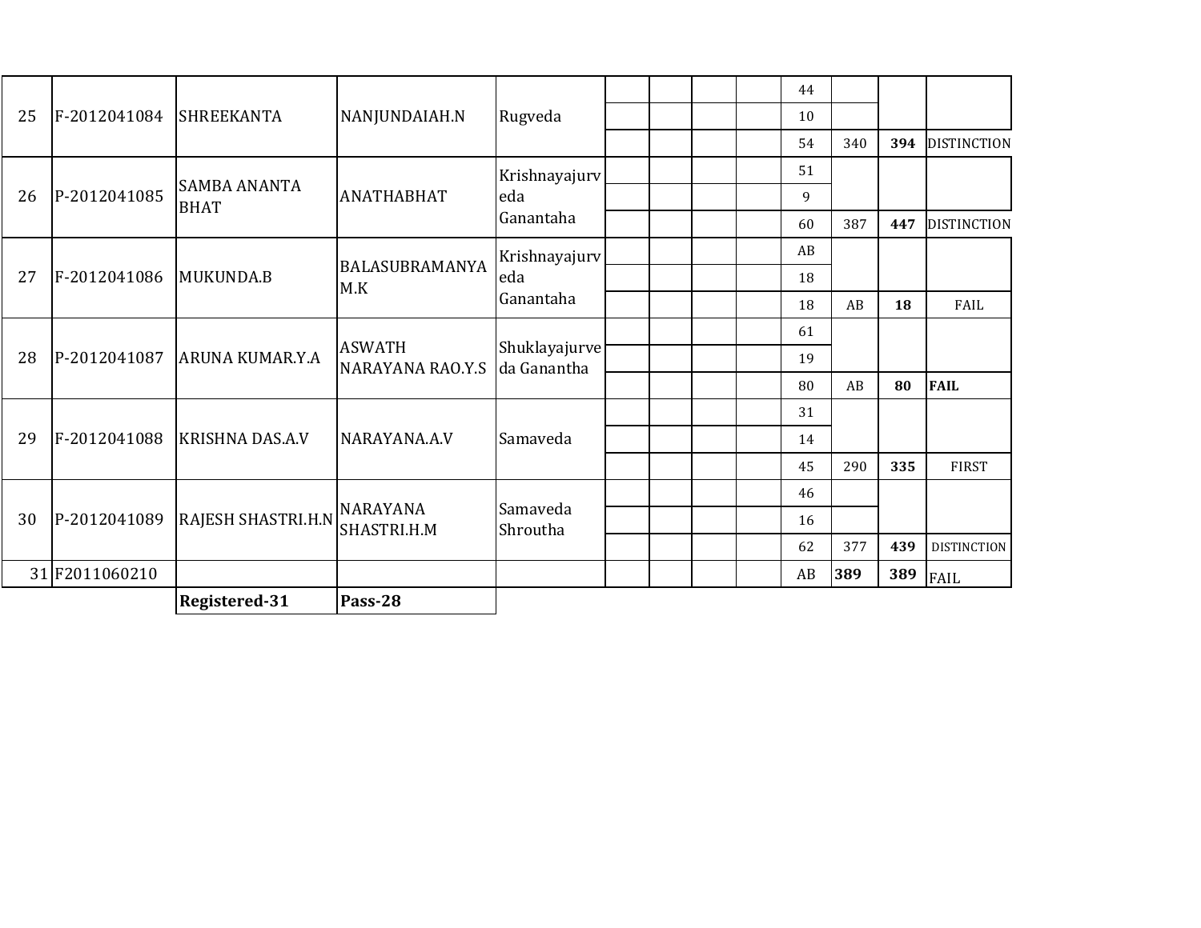| | | | | | | | | | | | | |
|---|---|---|---|---|---|---|---|---|---|---|---|---|
| 25 | F-2012041084 | SHREEKANTA | NANJUNDAIAH.N | Rugveda | | | | | 44 | | | |
| | | | | | | | | | 10 | | | |
| | | | | | | | | | 54 | 340 | **394** | DISTINCTION |
| 26 | P-2012041085 | SAMBA ANANTA BHAT | ANATHABHAT | Krishnayajurveda Ganantaha | | | | | 51 | | | |
| | | | | | | | | | 9 | | | |
| | | | | | | | | | 60 | 387 | **447** | DISTINCTION |
| 27 | F-2012041086 | MUKUNDA.B | BALASUBRAMANYA M.K | Krishnayajurveda Ganantaha | | | | | AB | | | |
| | | | | | | | | | 18 | | | |
| | | | | | | | | | 18 | AB | **18** | FAIL |
| 28 | P-2012041087 | ARUNA KUMAR.Y.A | ASWATH NARAYANA RAO.Y.S | Shuklayajurveda Ganantha | | | | | 61 | | | |
| | | | | | | | | | 19 | | | |
| | | | | | | | | | 80 | AB | **80** | **FAIL** |
| 29 | F-2012041088 | KRISHNA DAS.A.V | NARAYANA.A.V | Samaveda | | | | | 31 | | | |
| | | | | | | | | | 14 | | | |
| | | | | | | | | | 45 | 290 | **335** | FIRST |
| 30 | P-2012041089 | RAJESH SHASTRI.H.N | NARAYANA SHASTRI.H.M | Samaveda Shroutha | | | | | 46 | | | |
| | | | | | | | | | 16 | | | |
| | | | | | | | | | 62 | 377 | **439** | DISTINCTION |
| 31 | F2011060210 | | | | | | | | AB | **389** | **389** | FAIL |
| | | **Registered-31** | **Pass-28** | | | | | | | | | |